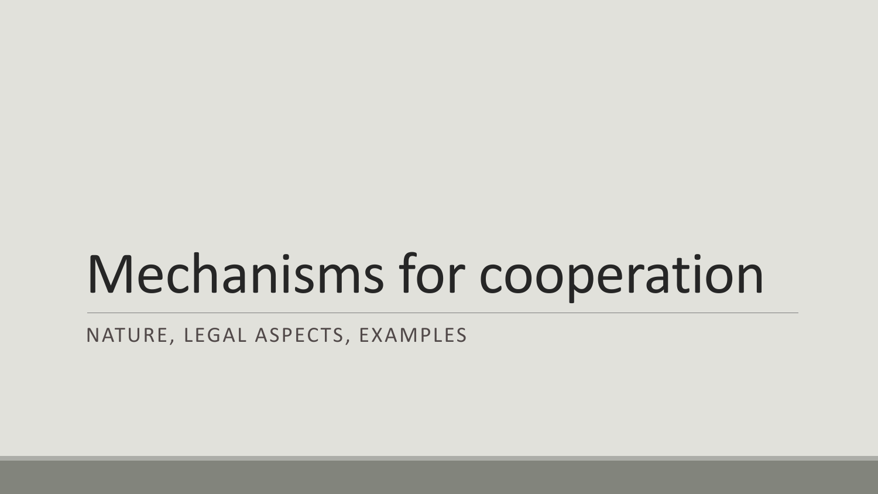# Mechanisms for cooperation

NATURE, LEGAL ASPECTS, EXAMPLES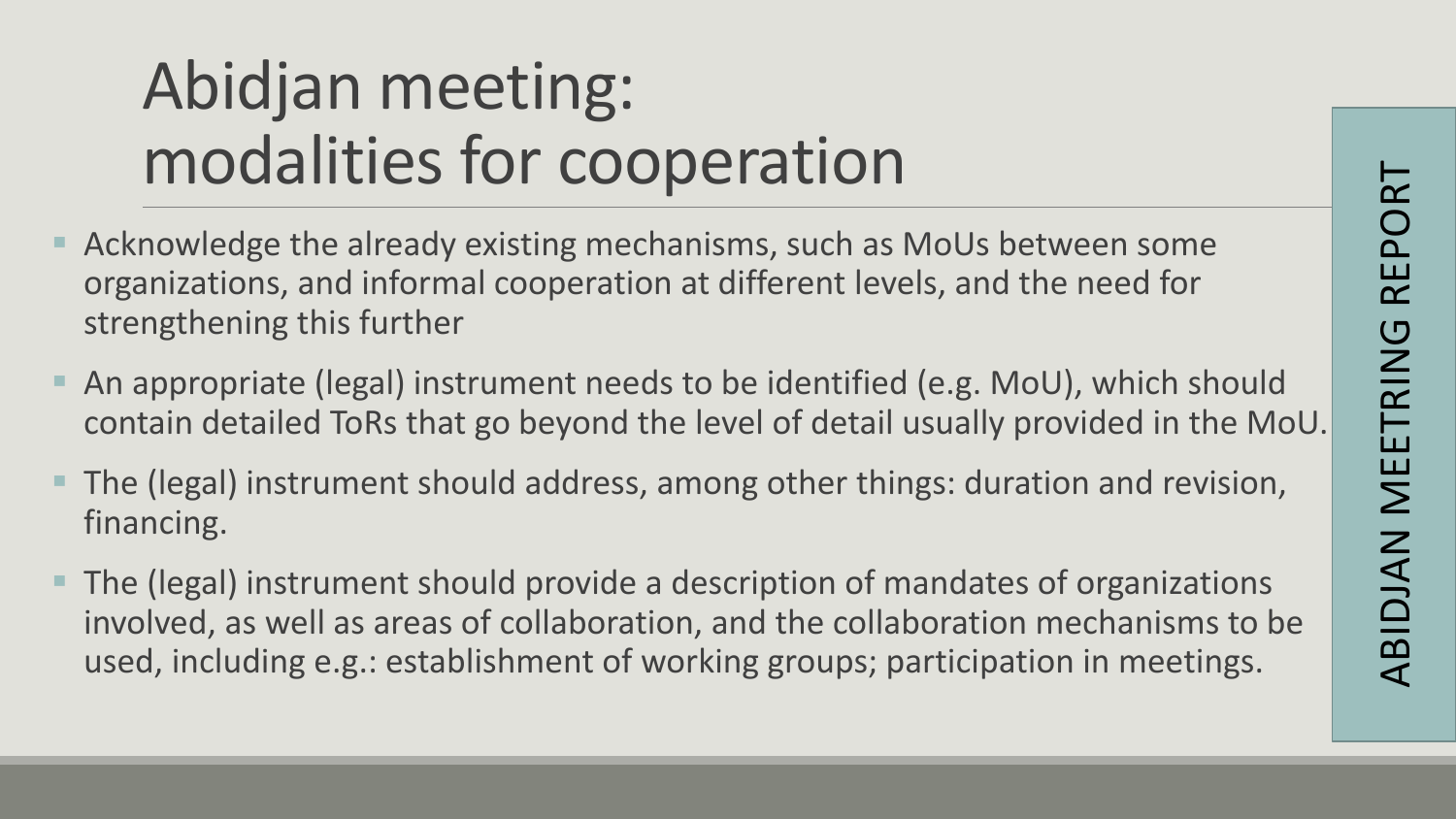# Abidjan meeting: modalities for cooperation

- Acknowledge the already existing mechanisms, such as MoUs between some organizations, and informal cooperation at different levels, and the need for strengthening this further
- An appropriate (legal) instrument needs to be identified (e.g. MoU), which should contain detailed ToRs that go beyond the level of detail usually provided in the MoU.
- The (legal) instrument should address, among other things: duration and revision, financing.
- The (legal) instrument should provide a description of mandates of organizations involved, as well as areas of collaboration, and the collaboration mechanisms to be used, including e.g.: establishment of working groups; participation in meetings.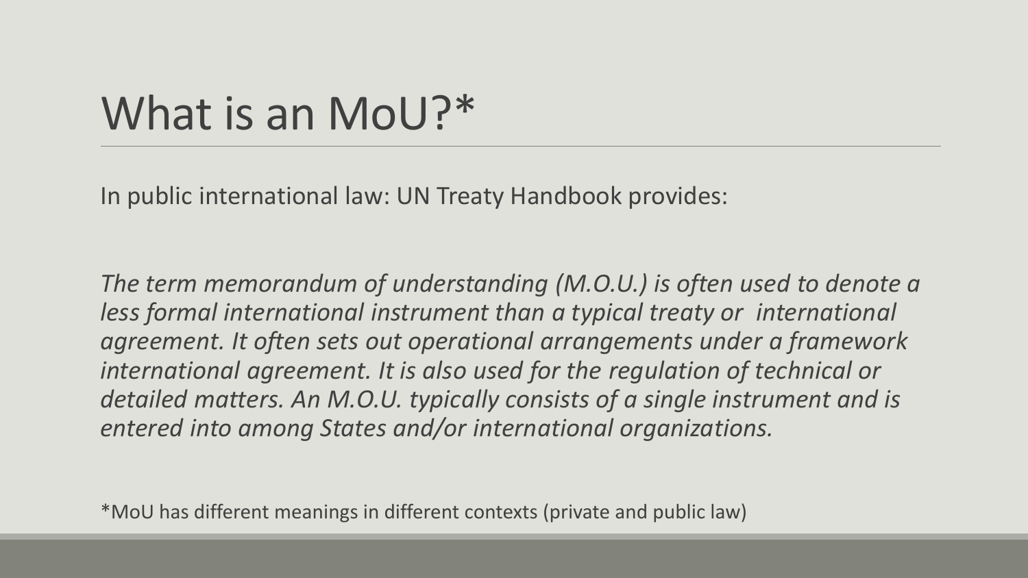# What is an MoU?*

In public international law: UN Treaty Handbook provides:

*The term memorandum of understanding (M.O.U.) is often used to denote a less formal international instrument than a typical treaty or international agreement. It often sets out operational arrangements under a framework international agreement. It is also used for the regulation of technical or detailed matters. An M.O.U. typically consists of a single instrument and is entered into among States and/or international organizations.*

*MoU has different meanings in different contexts (private and public law)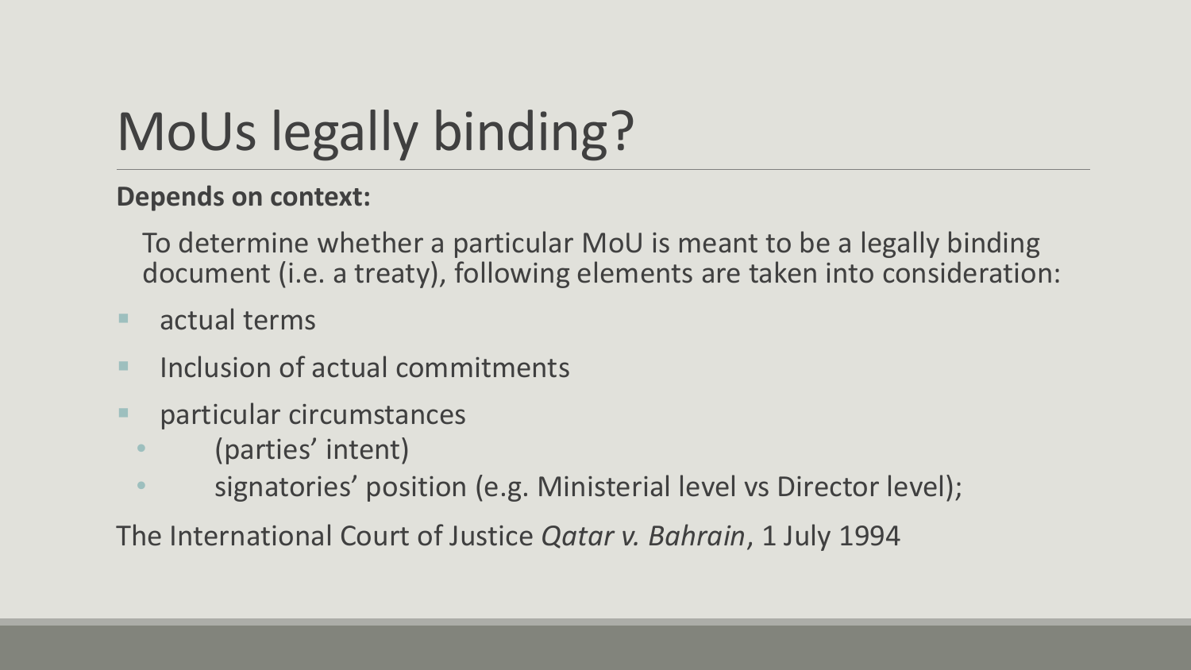# MoUs legally binding?

**Depends on context:**

To determine whether a particular MoU is meant to be a legally binding document (i.e. a treaty), following elements are taken into consideration:

- actual terms
- Inclusion of actual commitments
- particular circumstances
  - (parties' intent)
  - signatories' position (e.g. Ministerial level vs Director level);

The International Court of Justice *Qatar v. Bahrain*, 1 July 1994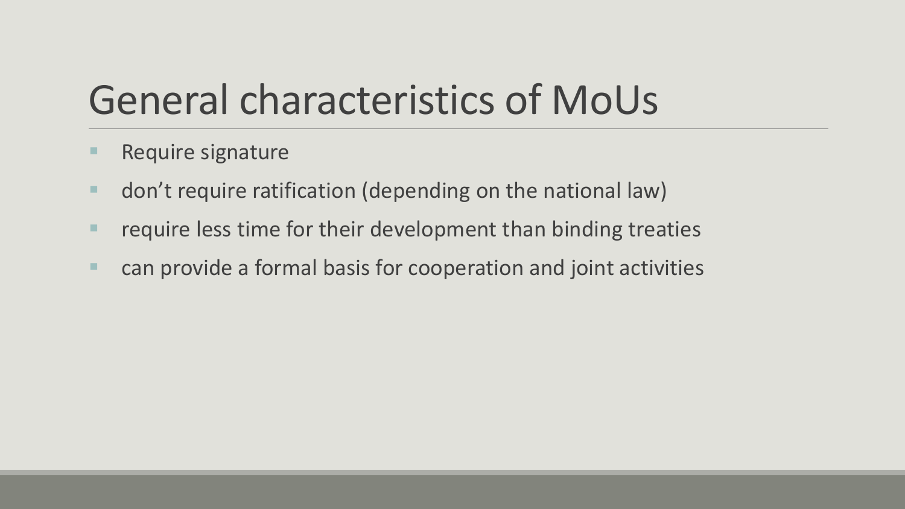# General characteristics of MoUs

- Require signature
- don’t require ratification (depending on the national law)
- require less time for their development than binding treaties
- can provide a formal basis for cooperation and joint activities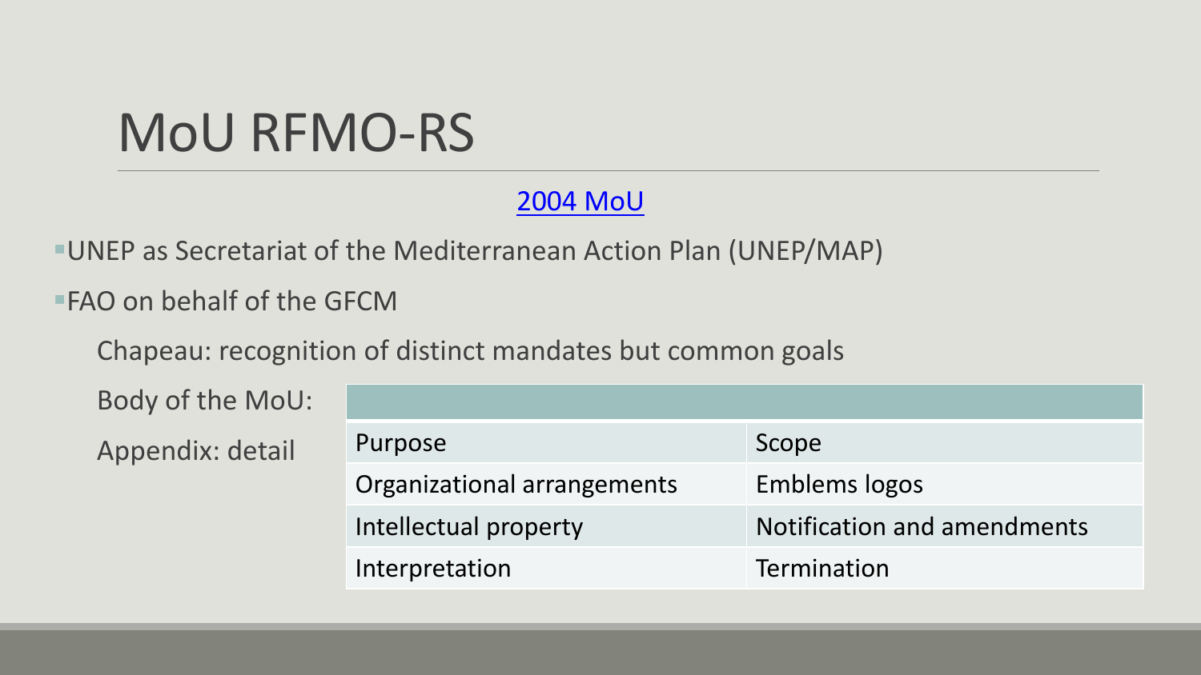# MoU RFMO-RS

2004 MoU

- UNEP as Secretariat of the Mediterranean Action Plan (UNEP/MAP)
- FAO on behalf of the GFCM

Chapeau: recognition of distinct mandates but common goals

Body of the MoU:

Appendix: detail

| | |
|---|---|
| Purpose | Scope |
| Organizational arrangements | Emblems logos |
| Intellectual property | Notification and amendments |
| Interpretation | Termination |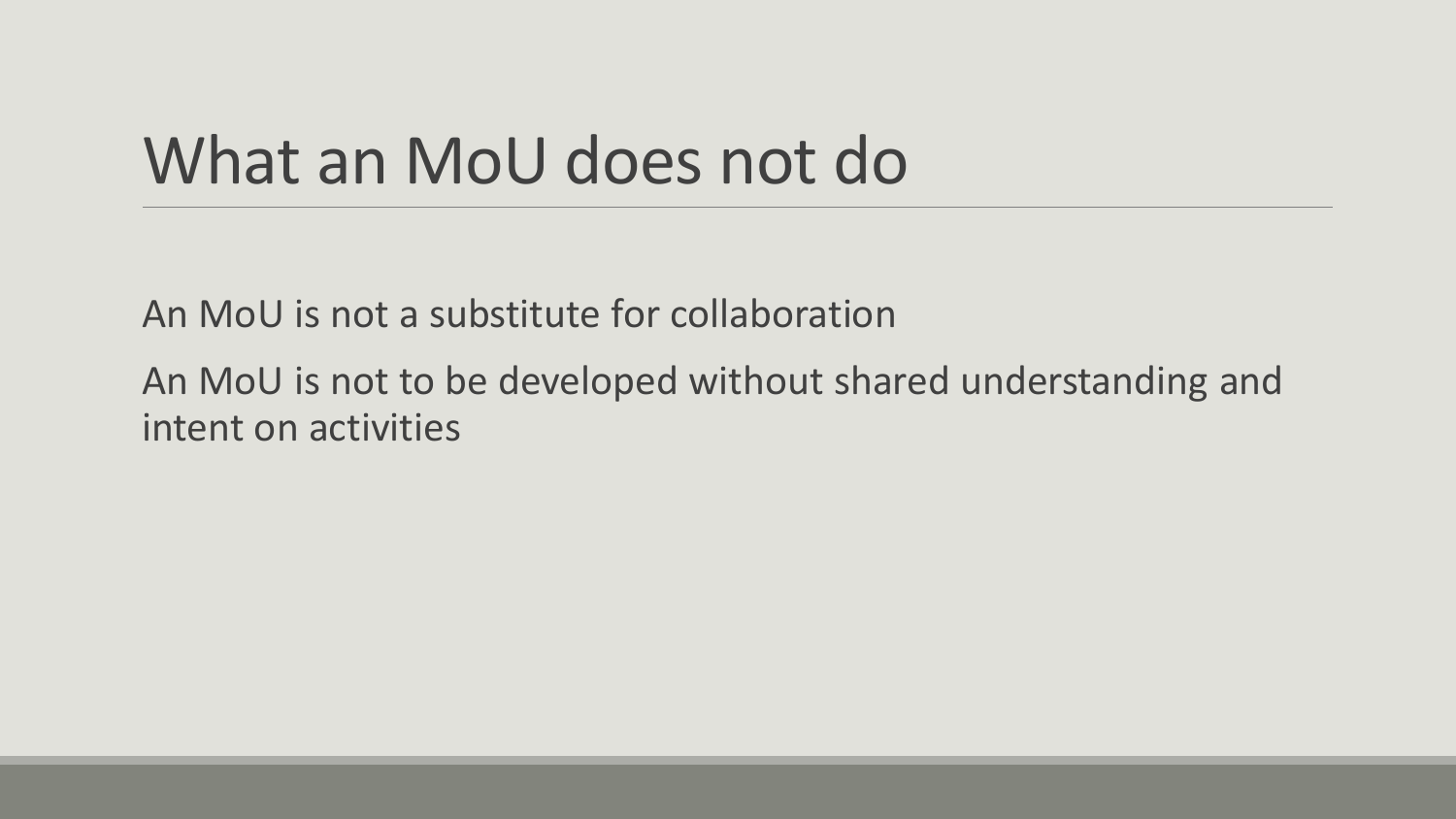# What an MoU does not do

An MoU is not a substitute for collaboration

An MoU is not to be developed without shared understanding and intent on activities